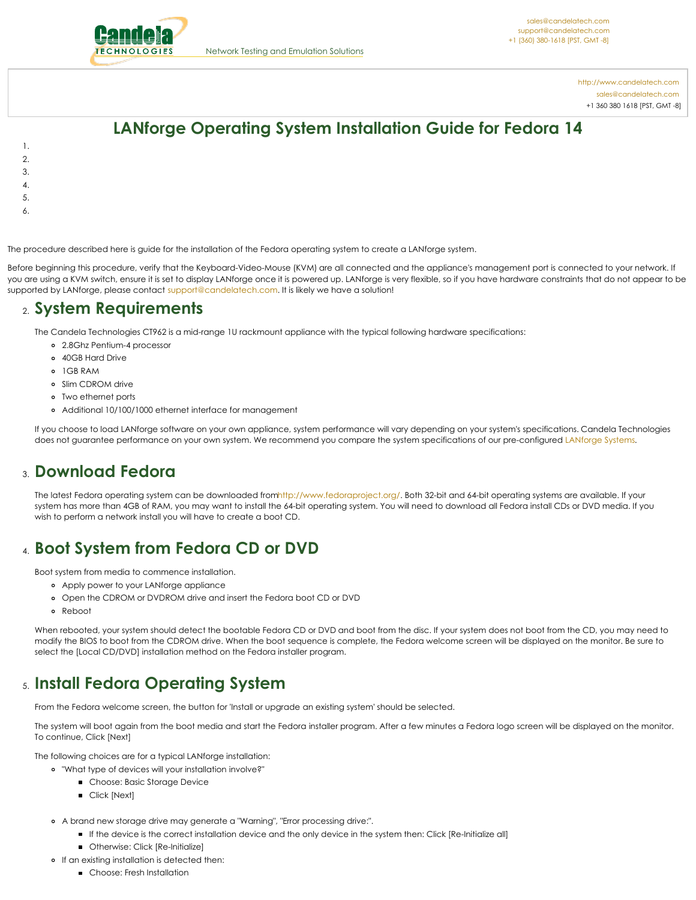sales@candelatech.com
support@candelatech.com
+1 (360) 380-1618 [PST, GMT -8]

Network Testing and Emulation Solutions

http://www.candelatech.com
sales@candelatech.com
+1 360 380 1618 [PST, GMT -8]

# LANforge Operating System Installation Guide for Fedora 14

1.
2.
3.
4.
5.
6.

The procedure described here is guide for the installation of the Fedora operating system to create a LANforge system.

Before beginning this procedure, verify that the Keyboard-Video-Mouse (KVM) are all connected and the appliance's management port is connected to your network. If you are using a KVM switch, ensure it is set to display LANforge once it is powered up. LANforge is very flexible, so if you have hardware constraints that do not appear to be supported by LANforge, please contact support@candelatech.com. It is likely we have a solution!

## 2. System Requirements

The Candela Technologies CT962 is a mid-range 1U rackmount appliance with the typical following hardware specifications:

- 2.8Ghz Pentium-4 processor
- 40GB Hard Drive
- 1GB RAM
- Slim CDROM drive
- Two ethernet ports
- Additional 10/100/1000 ethernet interface for management

If you choose to load LANforge software on your own appliance, system performance will vary depending on your system's specifications. Candela Technologies does not guarantee performance on your own system. We recommend you compare the system specifications of our pre-configured LANforge Systems.

## 3. Download Fedora

The latest Fedora operating system can be downloaded fromhttp://www.fedoraproject.org/. Both 32-bit and 64-bit operating systems are available. If your system has more than 4GB of RAM, you may want to install the 64-bit operating system. You will need to download all Fedora install CDs or DVD media. If you wish to perform a network install you will have to create a boot CD.

## 4. Boot System from Fedora CD or DVD

Boot system from media to commence installation.

- Apply power to your LANforge appliance
- Open the CDROM or DVDROM drive and insert the Fedora boot CD or DVD
- Reboot

When rebooted, your system should detect the bootable Fedora CD or DVD and boot from the disc. If your system does not boot from the CD, you may need to modify the BIOS to boot from the CDROM drive. When the boot sequence is complete, the Fedora welcome screen will be displayed on the monitor. Be sure to select the [Local CD/DVD] installation method on the Fedora installer program.

## 5. Install Fedora Operating System

From the Fedora welcome screen, the button for 'Install or upgrade an existing system' should be selected.

The system will boot again from the boot media and start the Fedora installer program. After a few minutes a Fedora logo screen will be displayed on the monitor. To continue, Click [Next]

The following choices are for a typical LANforge installation:

- "What type of devices will your installation involve?"
  - Choose: Basic Storage Device
  - Click [Next]
- A brand new storage drive may generate a "Warning", "Error processing drive:".
  - If the device is the correct installation device and the only device in the system then: Click [Re-Initialize all]
  - Otherwise: Click [Re-Initialize]
- If an existing installation is detected then:
  - Choose: Fresh Installation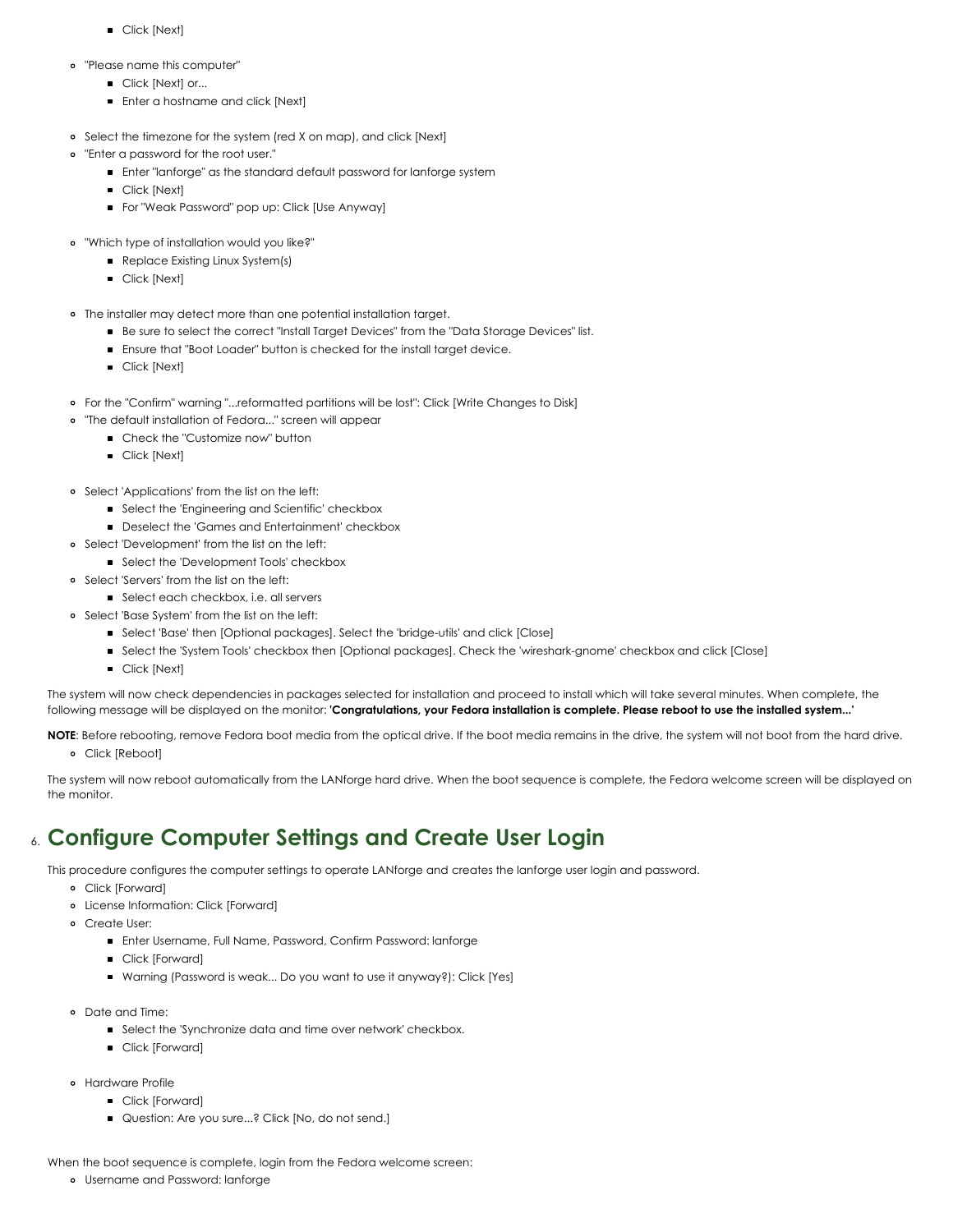- Click [Next]

  - "Please name this computer"
    - Click [Next] or...
    - Enter a hostname and click [Next]

  - Select the timezone for the system (red X on map), and click [Next]
  - "Enter a password for the root user."
    - Enter "lanforge" as the standard default password for lanforge system
    - Click [Next]
    - For "Weak Password" pop up: Click [Use Anyway]

  - "Which type of installation would you like?"
    - Replace Existing Linux System(s)
    - Click [Next]

  - The installer may detect more than one potential installation target.
    - Be sure to select the correct "Install Target Devices" from the "Data Storage Devices" list.
    - Ensure that "Boot Loader" button is checked for the install target device.
    - Click [Next]

  - For the "Confirm" warning "...reformatted partitions will be lost": Click [Write Changes to Disk]
  - "The default installation of Fedora..." screen will appear
    - Check the "Customize now" button
    - Click [Next]

  - Select 'Applications' from the list on the left:
    - Select the 'Engineering and Scientific' checkbox
    - Deselect the 'Games and Entertainment' checkbox
  - Select 'Development' from the list on the left:
    - Select the 'Development Tools' checkbox
  - Select 'Servers' from the list on the left:
    - Select each checkbox, i.e. all servers
  - Select 'Base System' from the list on the left:
    - Select 'Base' then [Optional packages]. Select the 'bridge-utils' and click [Close]
    - Select the 'System Tools' checkbox then [Optional packages]. Check the 'wireshark-gnome' checkbox and click [Close]
    - Click [Next]

The system will now check dependencies in packages selected for installation and proceed to install which will take several minutes. When complete, the following message will be displayed on the monitor: **'Congratulations, your Fedora installation is complete. Please reboot to use the installed system...'**

**NOTE**: Before rebooting, remove Fedora boot media from the optical drive. If the boot media remains in the drive, the system will not boot from the hard drive.

  - Click [Reboot]

The system will now reboot automatically from the LANforge hard drive. When the boot sequence is complete, the Fedora welcome screen will be displayed on the monitor.

## 6. Configure Computer Settings and Create User Login

This procedure configures the computer settings to operate LANforge and creates the lanforge user login and password.

  - Click [Forward]
  - License Information: Click [Forward]
  - Create User:
    - Enter Username, Full Name, Password, Confirm Password: lanforge
    - Click [Forward]
    - Warning (Password is weak... Do you want to use it anyway?): Click [Yes]

  - Date and Time:
    - Select the 'Synchronize data and time over network' checkbox.
    - Click [Forward]

  - Hardware Profile
    - Click [Forward]
    - Question: Are you sure...? Click [No, do not send.]

When the boot sequence is complete, login from the Fedora welcome screen:

  - Username and Password: lanforge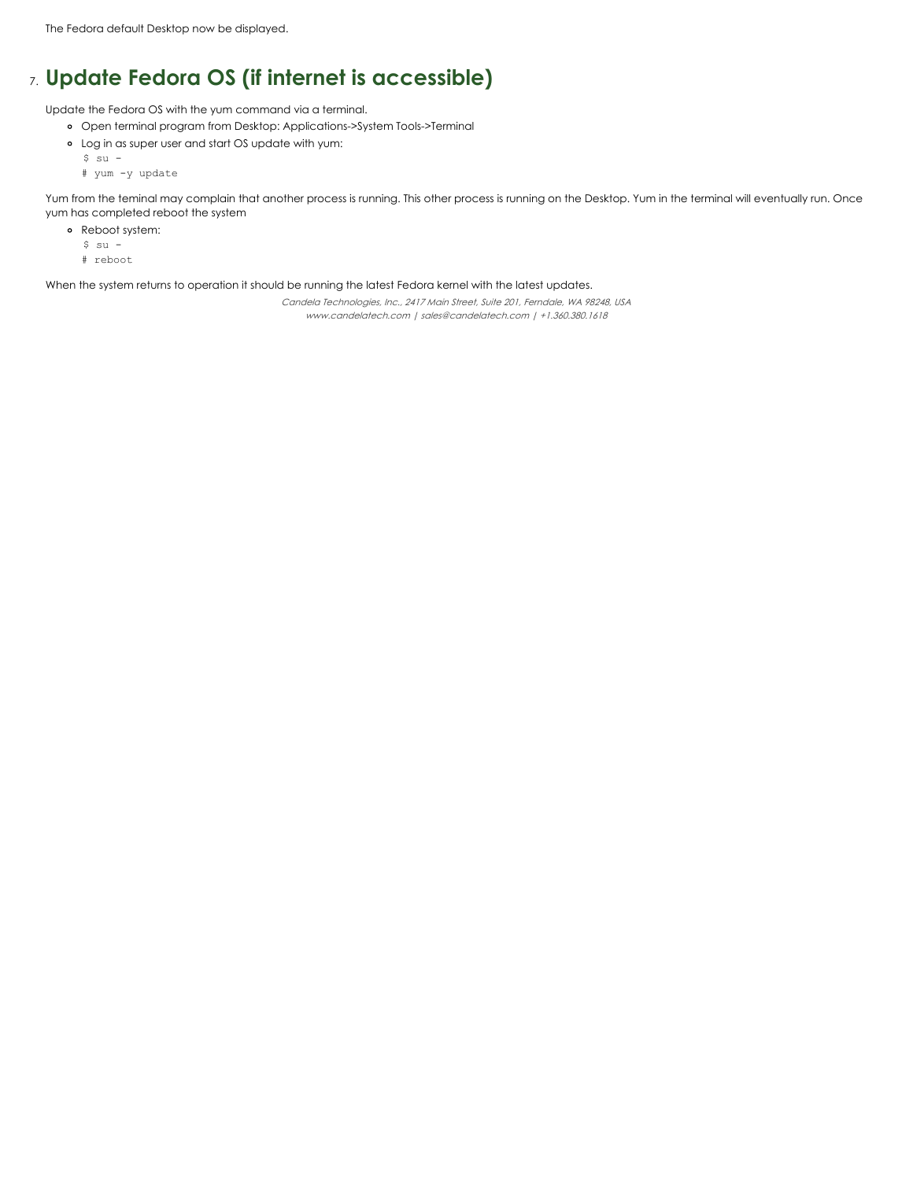The Fedora default Desktop now be displayed.

## 7. Update Fedora OS (if internet is accessible)

Update the Fedora OS with the yum command via a terminal.

- Open terminal program from Desktop: Applications->System Tools->Terminal
- Log in as super user and start OS update with yum:

```
$ su -
# yum -y update
```

Yum from the teminal may complain that another process is running. This other process is running on the Desktop. Yum in the terminal will eventually run. Once yum has completed reboot the system

- Reboot system:

```
$ su -
# reboot
```

When the system returns to operation it should be running the latest Fedora kernel with the latest updates.

*Candela Technologies, Inc., 2417 Main Street, Suite 201, Ferndale, WA 98248, USA*
*www.candelatech.com | sales@candelatech.com | +1.360.380.1618*